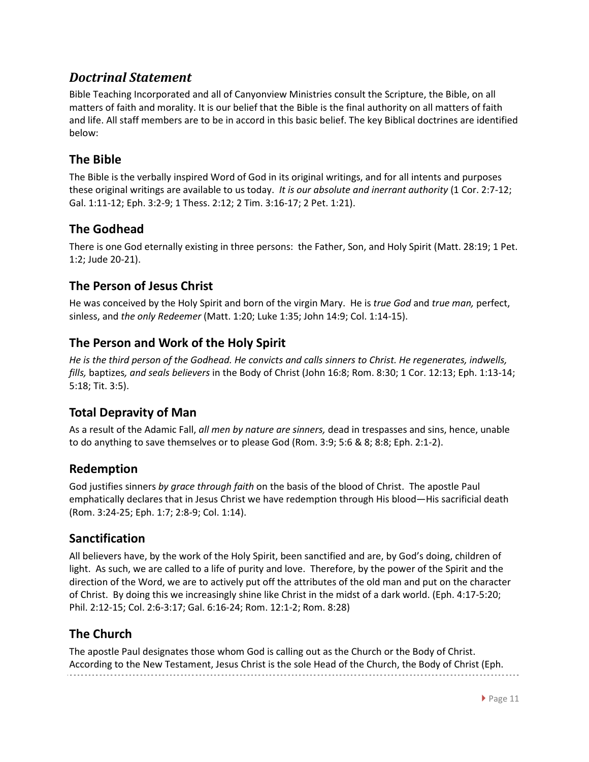## *Doctrinal Statement*

Bible Teaching Incorporated and all of Canyonview Ministries consult the Scripture, the Bible, on all matters of faith and morality. It is our belief that the Bible is the final authority on all matters of faith and life. All staff members are to be in accord in this basic belief. The key Biblical doctrines are identified below:

### The Bible

The Bible is the verbally inspired Word of God in its original writings, and for all intents and purposes these original writings are available to us today. *It is our absolute and inerrant authority* (1 Cor. 2:7-12; Gal. 1:11-12; Eph. 3:2-9; 1 Thess. 2:12; 2 Tim. 3:16-17; 2 Pet. 1:21).

### The Godhead

There is one God eternally existing in three persons: the Father, Son, and Holy Spirit (Matt. 28:19; 1 Pet. 1:2; Jude 20-21).

### The Person of Jesus Christ

He was conceived by the Holy Spirit and born of the virgin Mary. He is *true God* and *true man,* perfect, sinless, and *the only Redeemer* (Matt. 1:20; Luke 1:35; John 14:9; Col. 1:14-15).

### The Person and Work of the Holy Spirit

*He is the third person of the Godhead. He convicts and calls sinners to Christ. He regenerates, indwells, fills,* baptizes*, and seals believers* in the Body of Christ (John 16:8; Rom. 8:30; 1 Cor. 12:13; Eph. 1:13-14; 5:18; Tit. 3:5).

### Total Depravity of Man

As a result of the Adamic Fall, *all men by nature are sinners,* dead in trespasses and sins, hence, unable to do anything to save themselves or to please God (Rom. 3:9; 5:6 & 8; 8:8; Eph. 2:1-2).

### Redemption

God justifies sinners *by grace through faith* on the basis of the blood of Christ. The apostle Paul emphatically declares that in Jesus Christ we have redemption through His blood—His sacrificial death (Rom. 3:24-25; Eph. 1:7; 2:8-9; Col. 1:14).

### Sanctification

All believers have, by the work of the Holy Spirit, been sanctified and are, by God's doing, children of light. As such, we are called to a life of purity and love. Therefore, by the power of the Spirit and the direction of the Word, we are to actively put off the attributes of the old man and put on the character of Christ. By doing this we increasingly shine like Christ in the midst of a dark world. (Eph. 4:17-5:20; Phil. 2:12-15; Col. 2:6-3:17; Gal. 6:16-24; Rom. 12:1-2; Rom. 8:28)

### The Church

The apostle Paul designates those whom God is calling out as the Church or the Body of Christ. According to the New Testament, Jesus Christ is the sole Head of the Church, the Body of Christ (Eph.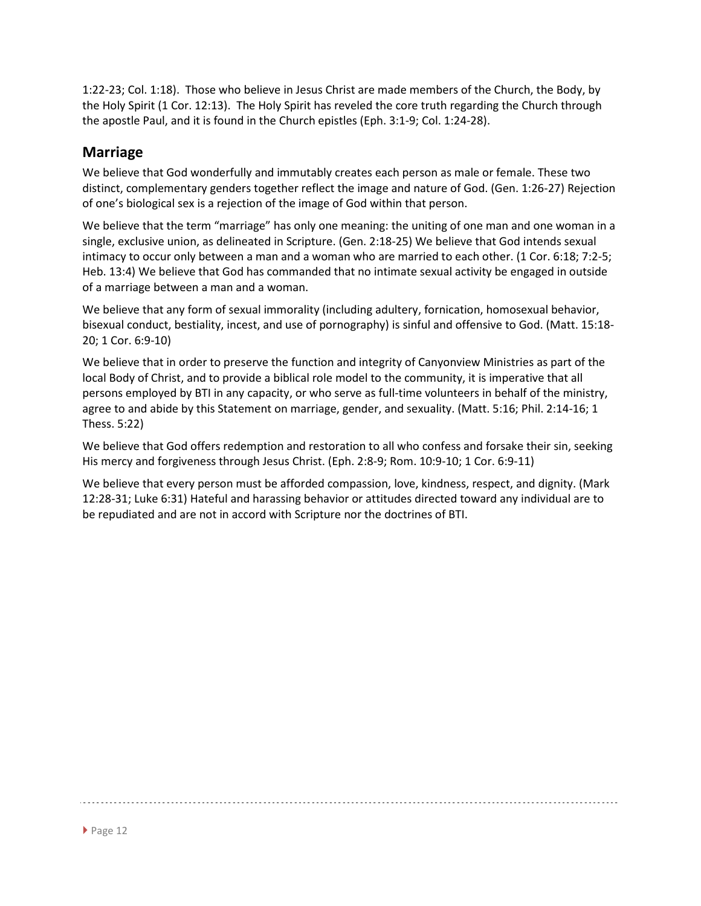1:22-23; Col. 1:18). Those who believe in Jesus Christ are made members of the Church, the Body, by the Holy Spirit (1 Cor. 12:13). The Holy Spirit has reveled the core truth regarding the Church through the apostle Paul, and it is found in the Church epistles (Eph. 3:1-9; Col. 1:24-28).

## Marriage

We believe that God wonderfully and immutably creates each person as male or female. These two distinct, complementary genders together reflect the image and nature of God. (Gen. 1:26-27) Rejection of one's biological sex is a rejection of the image of God within that person.

We believe that the term "marriage" has only one meaning: the uniting of one man and one woman in a single, exclusive union, as delineated in Scripture. (Gen. 2:18-25) We believe that God intends sexual intimacy to occur only between a man and a woman who are married to each other. (1 Cor. 6:18; 7:2-5; Heb. 13:4) We believe that God has commanded that no intimate sexual activity be engaged in outside of a marriage between a man and a woman.

We believe that any form of sexual immorality (including adultery, fornication, homosexual behavior, bisexual conduct, bestiality, incest, and use of pornography) is sinful and offensive to God. (Matt. 15:18-20; 1 Cor. 6:9-10)

We believe that in order to preserve the function and integrity of Canyonview Ministries as part of the local Body of Christ, and to provide a biblical role model to the community, it is imperative that all persons employed by BTI in any capacity, or who serve as full-time volunteers in behalf of the ministry, agree to and abide by this Statement on marriage, gender, and sexuality. (Matt. 5:16; Phil. 2:14-16; 1 Thess. 5:22)

We believe that God offers redemption and restoration to all who confess and forsake their sin, seeking His mercy and forgiveness through Jesus Christ. (Eph. 2:8-9; Rom. 10:9-10; 1 Cor. 6:9-11)

We believe that every person must be afforded compassion, love, kindness, respect, and dignity. (Mark 12:28-31; Luke 6:31) Hateful and harassing behavior or attitudes directed toward any individual are to be repudiated and are not in accord with Scripture nor the doctrines of BTI.